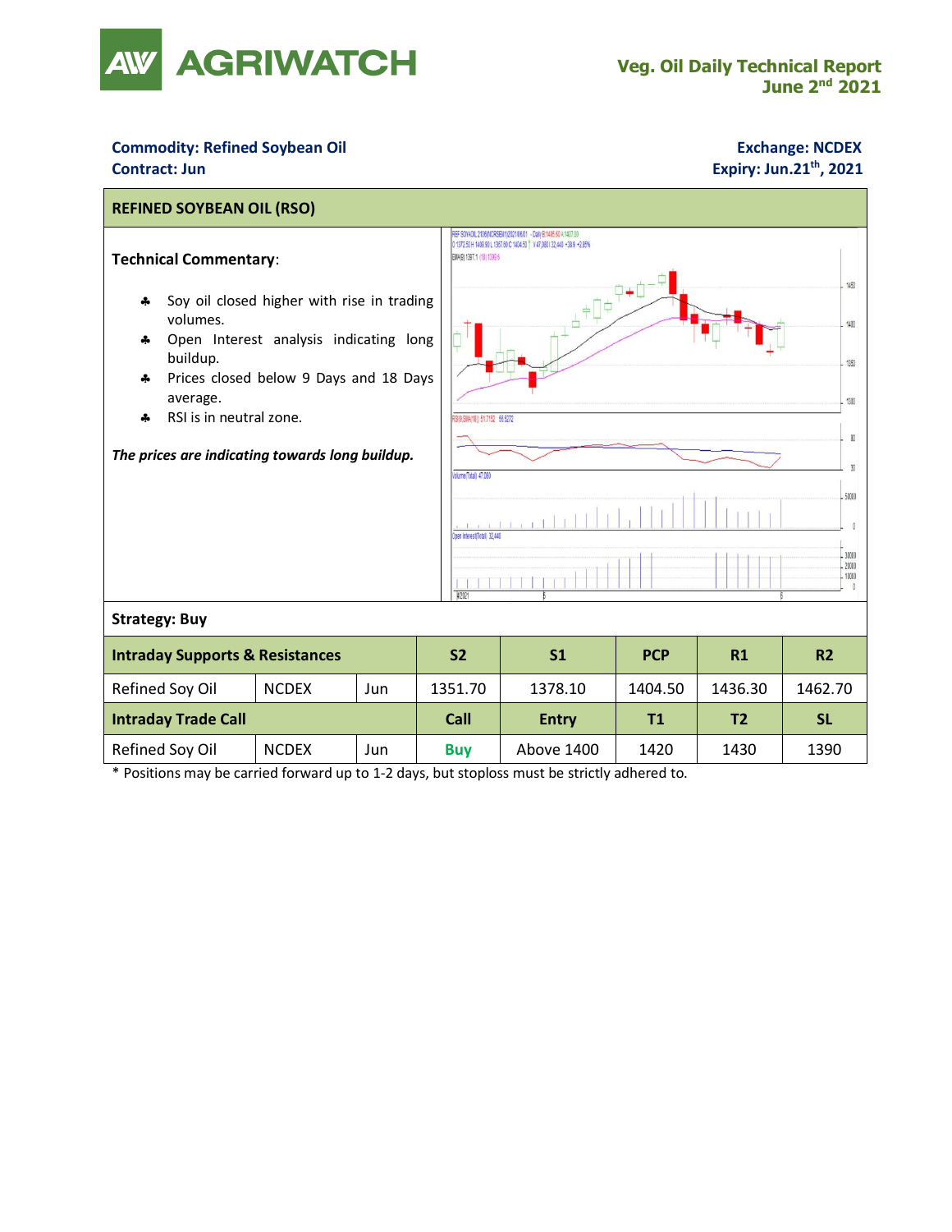AGRIWATCH

**Veg. Oil Daily Technical Report**
**June 2nd 2021**

**Commodity: Refined Soybean Oil**
**Contract: Jun**

**Exchange: NCDEX**
**Expiry: Jun.21th, 2021**

## REFINED SOYBEAN OIL (RSO)

**Technical Commentary**:

- Soy oil closed higher with rise in trading volumes.
- Open Interest analysis indicating long buildup.
- Prices closed below 9 Days and 18 Days average.
- RSI is in neutral zone.

*The prices are indicating towards long buildup.*

**Strategy: Buy**

| Intraday Supports & Resistances | | | S2 | S1 | PCP | R1 | R2 |
|---|---|---|---|---|---|---|---|
| Refined Soy Oil | NCDEX | Jun | 1351.70 | 1378.10 | 1404.50 | 1436.30 | 1462.70 |
| **Intraday Trade Call** | | | **Call** | **Entry** | **T1** | **T2** | **SL** |
| Refined Soy Oil | NCDEX | Jun | **Buy** | Above 1400 | 1420 | 1430 | 1390 |

* Positions may be carried forward up to 1-2 days, but stoploss must be strictly adhered to.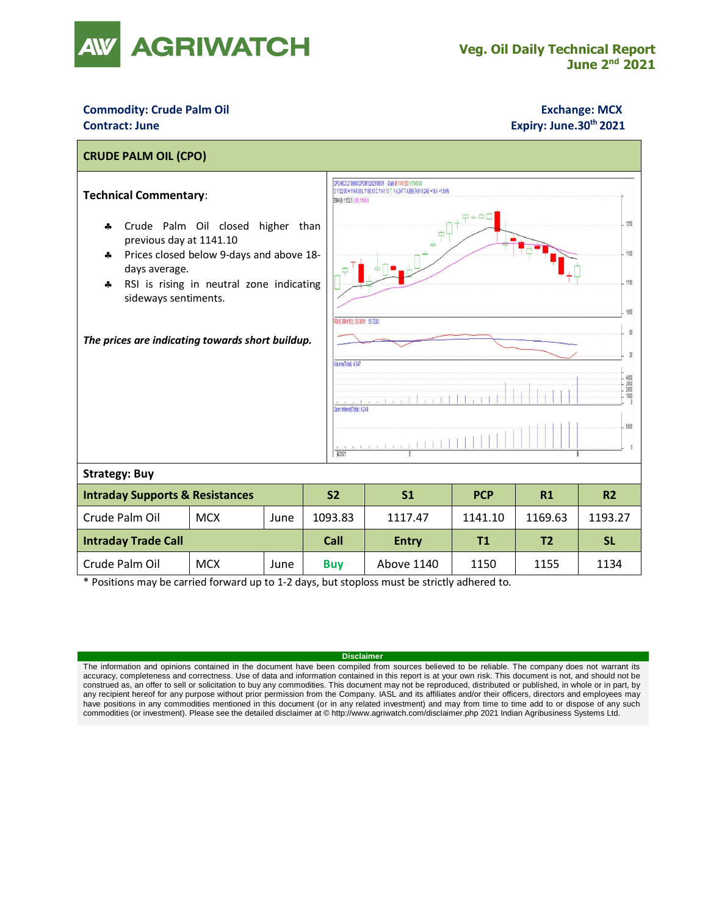# Veg. Oil Daily Technical Report
## June 2nd 2021

**Commodity: Crude Palm Oil**
**Contract: June**

**Exchange: MCX**
**Expiry: June.30th 2021**

## CRUDE PALM OIL (CPO)

**Technical Commentary**:

- Crude Palm Oil closed higher than previous day at 1141.10
- Prices closed below 9-days and above 18-days average.
- RSI is rising in neutral zone indicating sideways sentiments.

***The prices are indicating towards short buildup.***

CPO-MCX 2106(MXCPOM1)2021/06/01 - Daily B:1141.50 A:1145.00
O 1122.00 H 1149.00 L 1108.10 C 1141.10 V 4,347 T 4,899,749 I 6,248 +18.4 +1.64%
EMA(9) 1152.6 (18) 1160.8
1210
1160
1110
1060
RSI(9,SMA(16)) 35.3811 55.7260
60
30
Volume(Total) 4,347
4000
3000
2000
1000
0
Open Interest(Total) 6,248
5000
0
4/2021
5
6

**Strategy: Buy**

| Intraday Supports & Resistances | | | S2 | S1 | PCP | R1 | R2 |
|---|---|---|---|---|---|---|---|
| Crude Palm Oil | MCX | June | 1093.83 | 1117.47 | 1141.10 | 1169.63 | 1193.27 |
| **Intraday Trade Call** | | | **Call** | **Entry** | **T1** | **T2** | **SL** |
| Crude Palm Oil | MCX | June | **Buy** | Above 1140 | 1150 | 1155 | 1134 |

* Positions may be carried forward up to 1-2 days, but stoploss must be strictly adhered to.

**Disclaimer**

The information and opinions contained in the document have been compiled from sources believed to be reliable. The company does not warrant its accuracy, completeness and correctness. Use of data and information contained in this report is at your own risk. This document is not, and should not be construed as, an offer to sell or solicitation to buy any commodities. This document may not be reproduced, distributed or published, in whole or in part, by any recipient hereof for any purpose without prior permission from the Company. IASL and its affiliates and/or their officers, directors and employees may have positions in any commodities mentioned in this document (or in any related investment) and may from time to time add to or dispose of any such commodities (or investment). Please see the detailed disclaimer at © http://www.agriwatch.com/disclaimer.php 2021 Indian Agribusiness Systems Ltd.